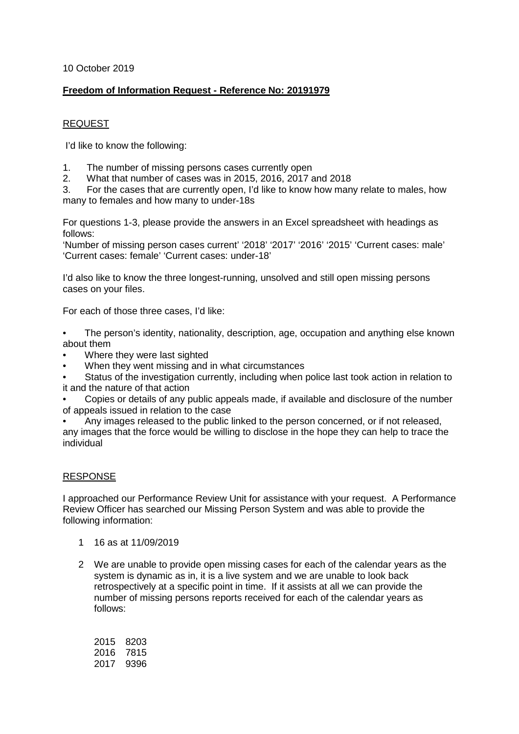10 October 2019

**Freedom of Information Request - Reference No: 20191979**

REQUEST

I'd like to know the following:

1. The number of missing persons cases currently open
2. What that number of cases was in 2015, 2016, 2017 and 2018
3. For the cases that are currently open, I'd like to know how many relate to males, how many to females and how many to under-18s

For questions 1-3, please provide the answers in an Excel spreadsheet with headings as follows:
'Number of missing person cases current' '2018' '2017' '2016' '2015' 'Current cases: male' 'Current cases: female' 'Current cases: under-18'

I'd also like to know the three longest-running, unsolved and still open missing persons cases on your files.

For each of those three cases, I'd like:

- The person's identity, nationality, description, age, occupation and anything else known about them
- Where they were last sighted
- When they went missing and in what circumstances
- Status of the investigation currently, including when police last took action in relation to it and the nature of that action
- Copies or details of any public appeals made, if available and disclosure of the number of appeals issued in relation to the case
- Any images released to the public linked to the person concerned, or if not released, any images that the force would be willing to disclose in the hope they can help to trace the individual

RESPONSE

I approached our Performance Review Unit for assistance with your request. A Performance Review Officer has searched our Missing Person System and was able to provide the following information:

1. 16 as at 11/09/2019
2. We are unable to provide open missing cases for each of the calendar years as the system is dynamic as in, it is a live system and we are unable to look back retrospectively at a specific point in time. If it assists at all we can provide the number of missing persons reports received for each of the calendar years as follows:

| | |
|---|---|
| 2015 | 8203 |
| 2016 | 7815 |
| 2017 | 9396 |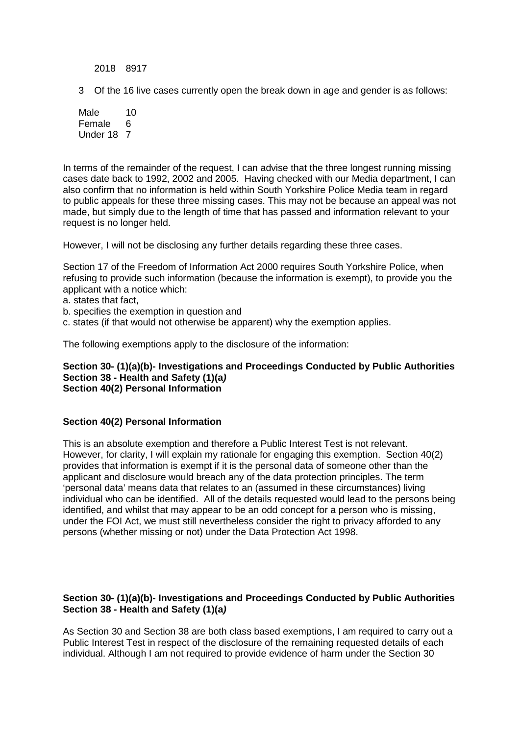2018 8917

3 Of the 16 live cases currently open the break down in age and gender is as follows:

| | |
|---|---|
| Male | 10 |
| Female | 6 |
| Under 18 | 7 |

In terms of the remainder of the request, I can advise that the three longest running missing cases date back to 1992, 2002 and 2005. Having checked with our Media department, I can also confirm that no information is held within South Yorkshire Police Media team in regard to public appeals for these three missing cases. This may not be because an appeal was not made, but simply due to the length of time that has passed and information relevant to your request is no longer held.

However, I will not be disclosing any further details regarding these three cases.

Section 17 of the Freedom of Information Act 2000 requires South Yorkshire Police, when refusing to provide such information (because the information is exempt), to provide you the applicant with a notice which:

a. states that fact,
b. specifies the exemption in question and
c. states (if that would not otherwise be apparent) why the exemption applies.

The following exemptions apply to the disclosure of the information:

**Section 30- (1)(a)(b)- Investigations and Proceedings Conducted by Public Authorities**
**Section 38 - Health and Safety (1)(a)**
**Section 40(2) Personal Information**

**Section 40(2) Personal Information**

This is an absolute exemption and therefore a Public Interest Test is not relevant. However, for clarity, I will explain my rationale for engaging this exemption. Section 40(2) provides that information is exempt if it is the personal data of someone other than the applicant and disclosure would breach any of the data protection principles. The term 'personal data' means data that relates to an (assumed in these circumstances) living individual who can be identified. All of the details requested would lead to the persons being identified, and whilst that may appear to be an odd concept for a person who is missing, under the FOI Act, we must still nevertheless consider the right to privacy afforded to any persons (whether missing or not) under the Data Protection Act 1998.

**Section 30- (1)(a)(b)- Investigations and Proceedings Conducted by Public Authorities**
**Section 38 - Health and Safety (1)(a)**

As Section 30 and Section 38 are both class based exemptions, I am required to carry out a Public Interest Test in respect of the disclosure of the remaining requested details of each individual. Although I am not required to provide evidence of harm under the Section 30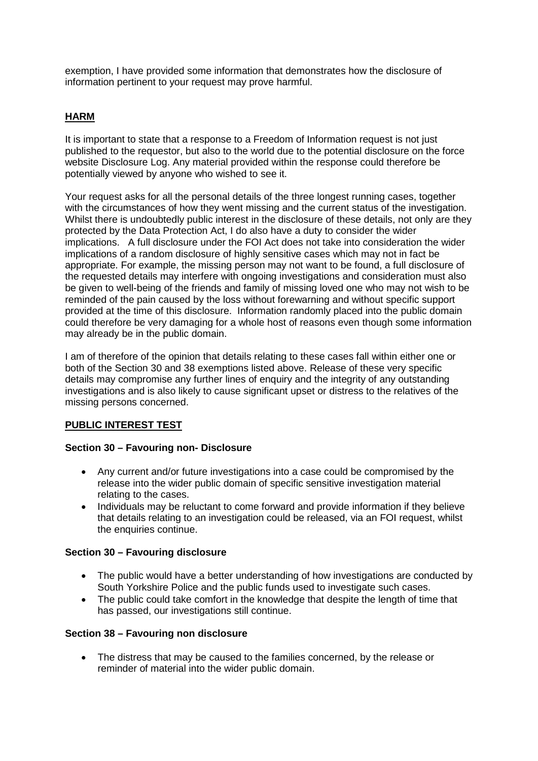exemption, I have provided some information that demonstrates how the disclosure of information pertinent to your request may prove harmful.

## HARM

It is important to state that a response to a Freedom of Information request is not just published to the requestor, but also to the world due to the potential disclosure on the force website Disclosure Log. Any material provided within the response could therefore be potentially viewed by anyone who wished to see it.

Your request asks for all the personal details of the three longest running cases, together with the circumstances of how they went missing and the current status of the investigation. Whilst there is undoubtedly public interest in the disclosure of these details, not only are they protected by the Data Protection Act, I do also have a duty to consider the wider implications. A full disclosure under the FOI Act does not take into consideration the wider implications of a random disclosure of highly sensitive cases which may not in fact be appropriate. For example, the missing person may not want to be found, a full disclosure of the requested details may interfere with ongoing investigations and consideration must also be given to well-being of the friends and family of missing loved one who may not wish to be reminded of the pain caused by the loss without forewarning and without specific support provided at the time of this disclosure. Information randomly placed into the public domain could therefore be very damaging for a whole host of reasons even though some information may already be in the public domain.

I am of therefore of the opinion that details relating to these cases fall within either one or both of the Section 30 and 38 exemptions listed above. Release of these very specific details may compromise any further lines of enquiry and the integrity of any outstanding investigations and is also likely to cause significant upset or distress to the relatives of the missing persons concerned.

## PUBLIC INTEREST TEST

### Section 30 – Favouring non- Disclosure

- Any current and/or future investigations into a case could be compromised by the release into the wider public domain of specific sensitive investigation material relating to the cases.
- Individuals may be reluctant to come forward and provide information if they believe that details relating to an investigation could be released, via an FOI request, whilst the enquiries continue.

### Section 30 – Favouring disclosure

- The public would have a better understanding of how investigations are conducted by South Yorkshire Police and the public funds used to investigate such cases.
- The public could take comfort in the knowledge that despite the length of time that has passed, our investigations still continue.

### Section 38 – Favouring non disclosure

- The distress that may be caused to the families concerned, by the release or reminder of material into the wider public domain.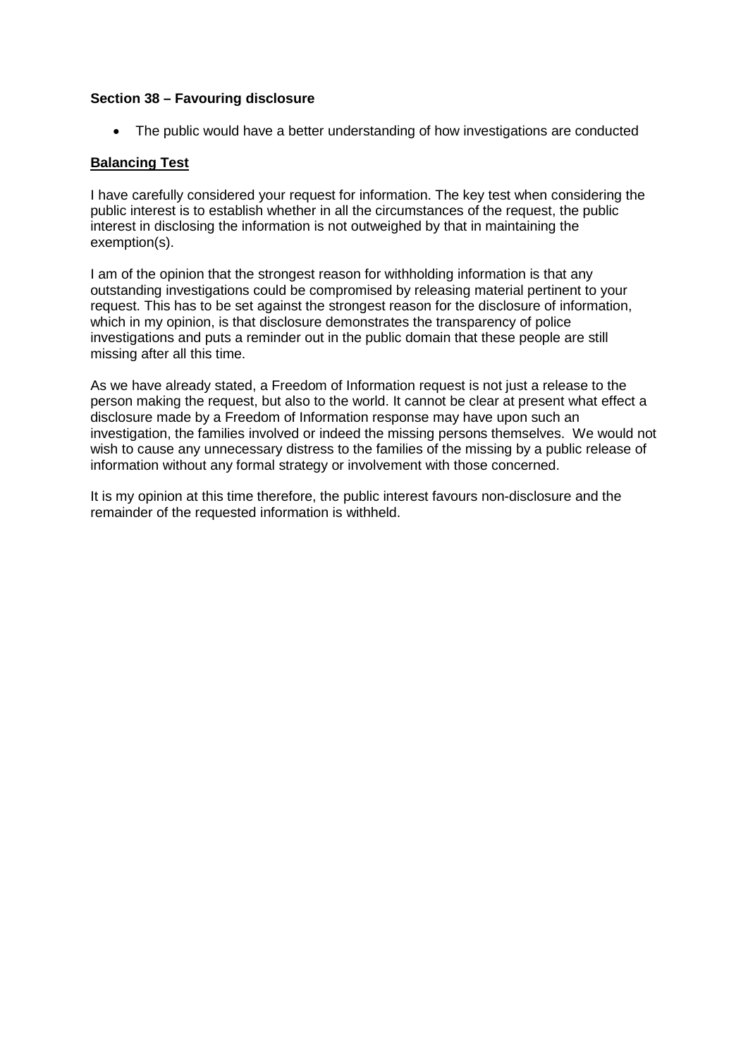**Section 38 – Favouring disclosure**

- The public would have a better understanding of how investigations are conducted

**Balancing Test**

I have carefully considered your request for information. The key test when considering the public interest is to establish whether in all the circumstances of the request, the public interest in disclosing the information is not outweighed by that in maintaining the exemption(s).

I am of the opinion that the strongest reason for withholding information is that any outstanding investigations could be compromised by releasing material pertinent to your request. This has to be set against the strongest reason for the disclosure of information, which in my opinion, is that disclosure demonstrates the transparency of police investigations and puts a reminder out in the public domain that these people are still missing after all this time.

As we have already stated, a Freedom of Information request is not just a release to the person making the request, but also to the world. It cannot be clear at present what effect a disclosure made by a Freedom of Information response may have upon such an investigation, the families involved or indeed the missing persons themselves. We would not wish to cause any unnecessary distress to the families of the missing by a public release of information without any formal strategy or involvement with those concerned.

It is my opinion at this time therefore, the public interest favours non-disclosure and the remainder of the requested information is withheld.